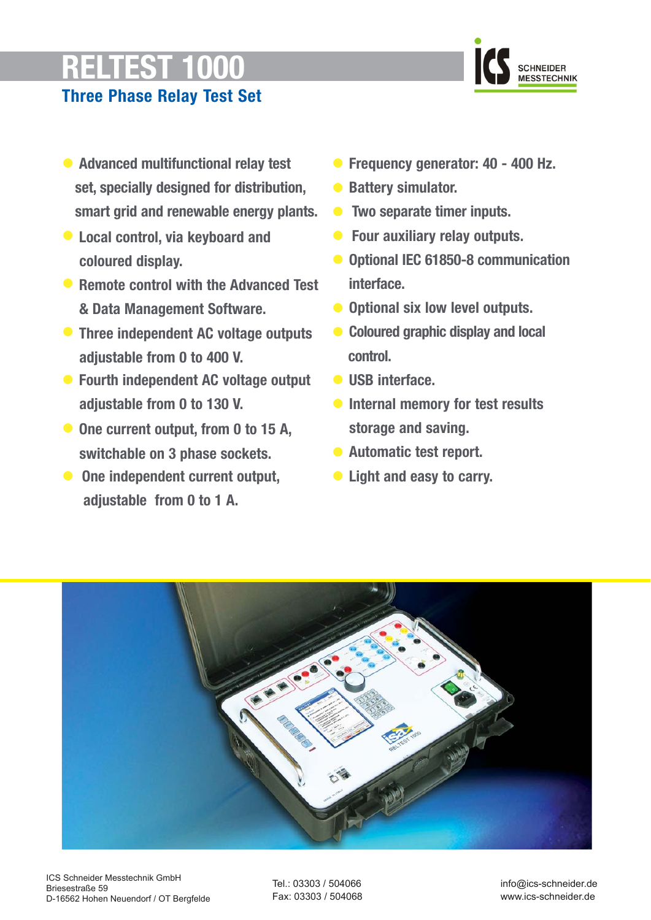# RELTEST 1000

## Three Phase Relay Test Set

- Advanced multifunctional relay test set, specially designed for distribution, smart grid and renewable energy plants.
- Local control, via keyboard and coloured display.
- Remote control with the Advanced Test & Data Management Software.
- Three independent AC voltage outputs adjustable from 0 to 400 V.
- Fourth independent AC voltage output adjustable from 0 to 130 V.
- One current output, from 0 to 15 A, switchable on 3 phase sockets.
- One independent current output, adjustable from 0 to 1 A.
- Frequency generator: 40 - 400 Hz.
- Battery simulator.
- Two separate timer inputs.
- Four auxiliary relay outputs.
- Optional IEC 61850-8 communication interface.
- Optional six low level outputs.
- Coloured graphic display and local control.
- USB interface.
- Internal memory for test results storage and saving.
- Automatic test report.
- Light and easy to carry.

ICS Schneider Messtechnik GmbH
Briesestraße 59
D-16562 Hohen Neuendorf / OT Bergfelde

Tel.: 03303 / 504066
Fax: 03303 / 504068

info@ics-schneider.de
www.ics-schneider.de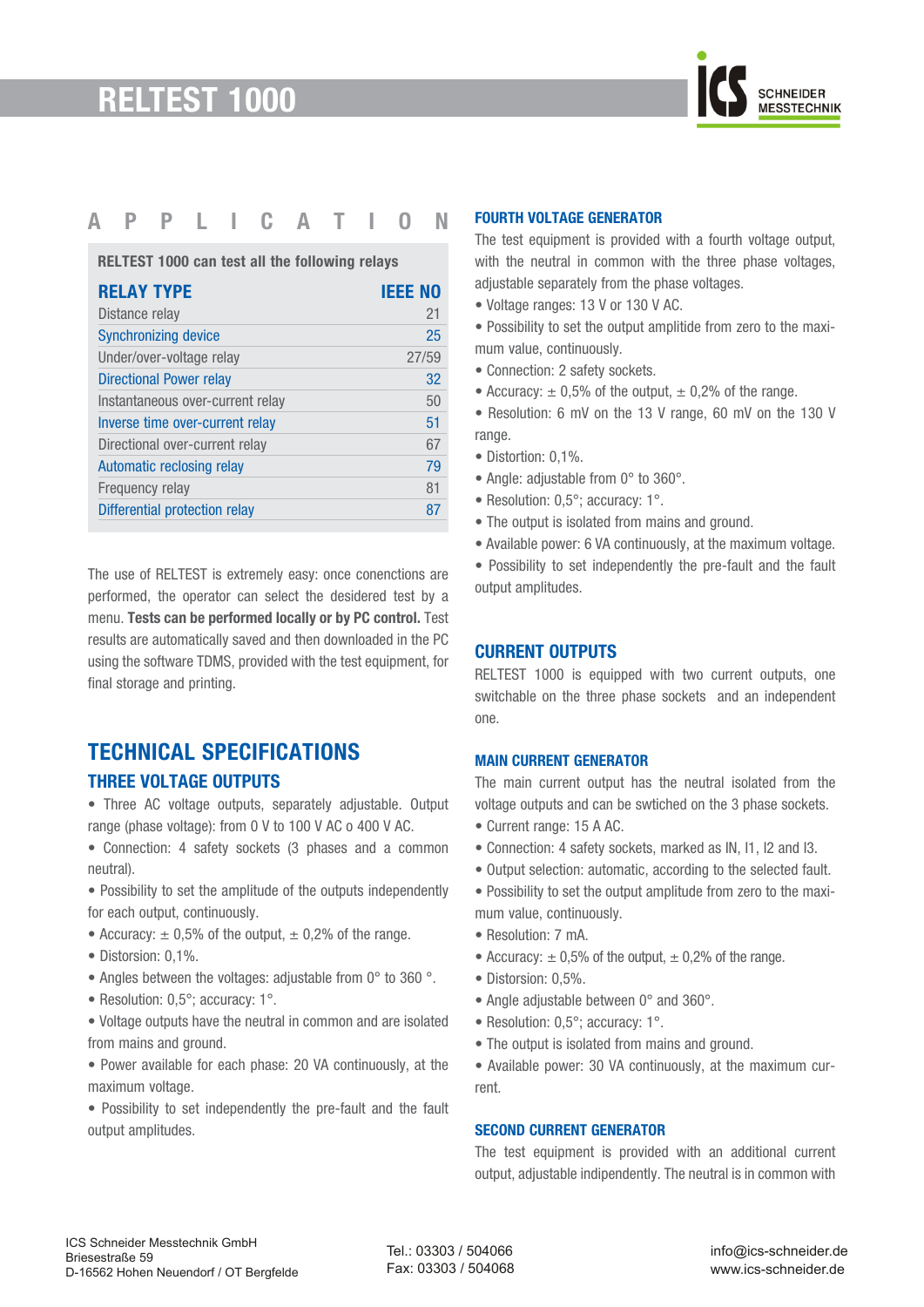# RELTEST 1000

## APPLICATION

RELTEST 1000 can test all the following relays

| RELAY TYPE | IEEE NO |
|---|---|
| Distance relay | 21 |
| Synchronizing device | 25 |
| Under/over-voltage relay | 27/59 |
| Directional Power relay | 32 |
| Instantaneous over-current relay | 50 |
| Inverse time over-current relay | 51 |
| Directional over-current relay | 67 |
| Automatic reclosing relay | 79 |
| Frequency relay | 81 |
| Differential protection relay | 87 |

The use of RELTEST is extremely easy: once conenctions are performed, the operator can select the desidered test by a menu. **Tests can be performed locally or by PC control.** Test results are automatically saved and then downloaded in the PC using the software TDMS, provided with the test equipment, for final storage and printing.

## TECHNICAL SPECIFICATIONS

### THREE VOLTAGE OUTPUTS

- Three AC voltage outputs, separately adjustable. Output range (phase voltage): from 0 V to 100 V AC o 400 V AC.
- Connection: 4 safety sockets (3 phases and a common neutral).
- Possibility to set the amplitude of the outputs independently for each output, continuously.
- Accuracy: ± 0,5% of the output, ± 0,2% of the range.
- Distorsion: 0,1%.
- Angles between the voltages: adjustable from 0° to 360 °.
- Resolution: 0,5°; accuracy: 1°.
- Voltage outputs have the neutral in common and are isolated from mains and ground.
- Power available for each phase: 20 VA continuously, at the maximum voltage.
- Possibility to set independently the pre-fault and the fault output amplitudes.

### FOURTH VOLTAGE GENERATOR

The test equipment is provided with a fourth voltage output, with the neutral in common with the three phase voltages, adjustable separately from the phase voltages.

- Voltage ranges: 13 V or 130 V AC.
- Possibility to set the output amplitide from zero to the maximum value, continuously.
- Connection: 2 safety sockets.
- Accuracy: ± 0,5% of the output, ± 0,2% of the range.
- Resolution: 6 mV on the 13 V range, 60 mV on the 130 V range.
- Distortion: 0,1%.
- Angle: adjustable from 0° to 360°.
- Resolution: 0,5°; accuracy: 1°.
- The output is isolated from mains and ground.
- Available power: 6 VA continuously, at the maximum voltage.
- Possibility to set independently the pre-fault and the fault output amplitudes.

## CURRENT OUTPUTS

RELTEST 1000 is equipped with two current outputs, one switchable on the three phase sockets and an independent one.

### MAIN CURRENT GENERATOR

The main current output has the neutral isolated from the voltage outputs and can be swtiched on the 3 phase sockets.

- Current range: 15 A AC.
- Connection: 4 safety sockets, marked as IN, I1, I2 and I3.
- Output selection: automatic, according to the selected fault.
- Possibility to set the output amplitude from zero to the maximum value, continuously.
- Resolution: 7 mA.
- Accuracy: ± 0,5% of the output, ± 0,2% of the range.
- Distorsion: 0,5%.
- Angle adjustable between 0° and 360°.
- Resolution: 0,5°; accuracy: 1°.
- The output is isolated from mains and ground.
- Available power: 30 VA continuously, at the maximum current.

### SECOND CURRENT GENERATOR

The test equipment is provided with an additional current output, adjustable indipendently. The neutral is in common with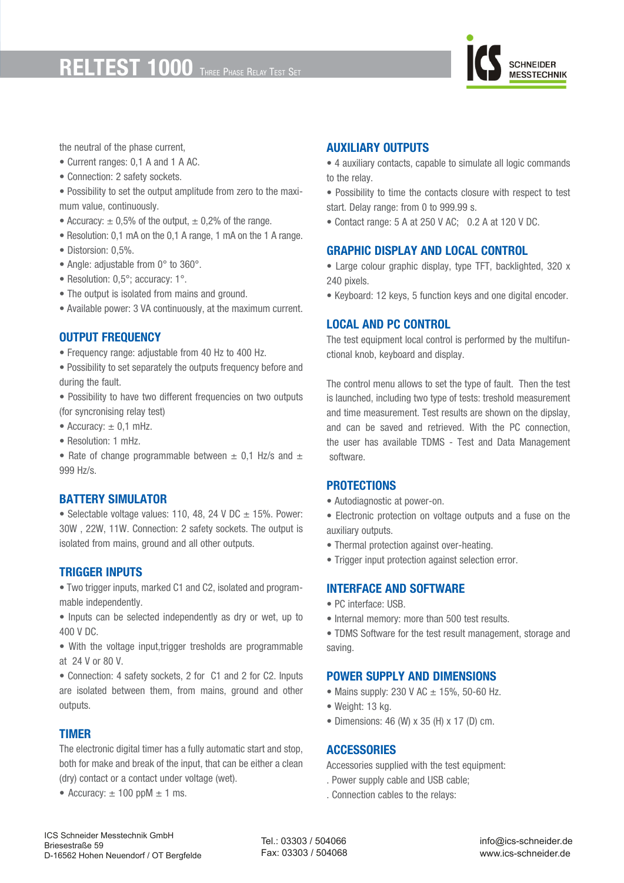the neutral of the phase current,

- Current ranges: 0,1 A and 1 A AC.
- Connection: 2 safety sockets.
- Possibility to set the output amplitude from zero to the maximum value, continuously.
- Accuracy: ± 0,5% of the output, ± 0,2% of the range.
- Resolution: 0,1 mA on the 0,1 A range, 1 mA on the 1 A range.
- Distorsion: 0,5%.
- Angle: adjustable from 0° to 360°.
- Resolution: 0,5°; accuracy: 1°.
- The output is isolated from mains and ground.
- Available power: 3 VA continuously, at the maximum current.

## OUTPUT FREQUENCY

- Frequency range: adjustable from 40 Hz to 400 Hz.
- Possibility to set separately the outputs frequency before and during the fault.
- Possibility to have two different frequencies on two outputs (for syncronising relay test)
- Accuracy: ± 0,1 mHz.
- Resolution: 1 mHz.
- Rate of change programmable between ± 0,1 Hz/s and ± 999 Hz/s.

## BATTERY SIMULATOR

- Selectable voltage values: 110, 48, 24 V DC ± 15%. Power: 30W , 22W, 11W. Connection: 2 safety sockets. The output is isolated from mains, ground and all other outputs.

## TRIGGER INPUTS

- Two trigger inputs, marked C1 and C2, isolated and programmable independently.
- Inputs can be selected independently as dry or wet, up to 400 V DC.
- With the voltage input,trigger tresholds are programmable at 24 V or 80 V.
- Connection: 4 safety sockets, 2 for C1 and 2 for C2. Inputs are isolated between them, from mains, ground and other outputs.

## TIMER

The electronic digital timer has a fully automatic start and stop, both for make and break of the input, that can be either a clean (dry) contact or a contact under voltage (wet).

- Accuracy: ± 100 ppM ± 1 ms.

## AUXILIARY OUTPUTS

- 4 auxiliary contacts, capable to simulate all logic commands to the relay.
- Possibility to time the contacts closure with respect to test start. Delay range: from 0 to 999.99 s.
- Contact range: 5 A at 250 V AC; 0.2 A at 120 V DC.

## GRAPHIC DISPLAY AND LOCAL CONTROL

- Large colour graphic display, type TFT, backlighted, 320 x 240 pixels.
- Keyboard: 12 keys, 5 function keys and one digital encoder.

## LOCAL AND PC CONTROL

The test equipment local control is performed by the multifunctional knob, keyboard and display.

The control menu allows to set the type of fault. Then the test is launched, including two type of tests: treshold measurement and time measurement. Test results are shown on the dipslay, and can be saved and retrieved. With the PC connection, the user has available TDMS - Test and Data Management software.

## PROTECTIONS

- Autodiagnostic at power-on.
- Electronic protection on voltage outputs and a fuse on the auxiliary outputs.
- Thermal protection against over-heating.
- Trigger input protection against selection error.

## INTERFACE AND SOFTWARE

- PC interface: USB.
- Internal memory: more than 500 test results.
- TDMS Software for the test result management, storage and saving.

## POWER SUPPLY AND DIMENSIONS

- Mains supply: 230 V AC ± 15%, 50-60 Hz.
- Weight: 13 kg.
- Dimensions: 46 (W) x 35 (H) x 17 (D) cm.

## ACCESSORIES

Accessories supplied with the test equipment:

. Power supply cable and USB cable;

. Connection cables to the relays: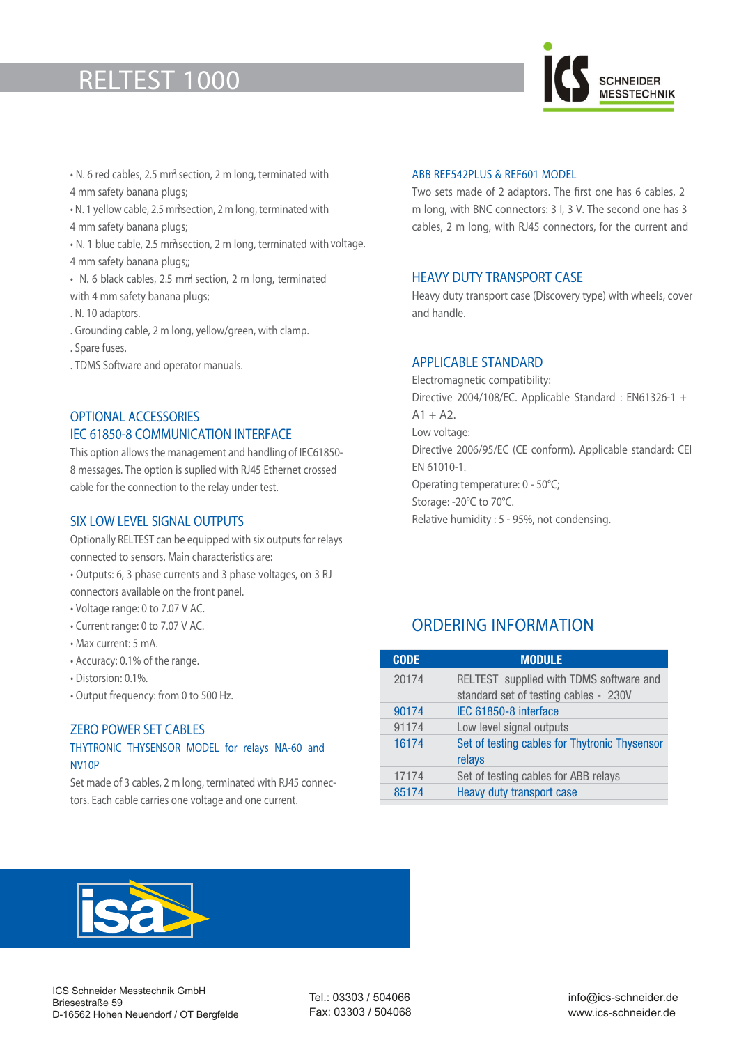# RELTEST 1000

- N. 6 red cables, 2.5 mm² section, 2 m long, terminated with 4 mm safety banana plugs;
- N. 1 yellow cable, 2.5 mm² section, 2 m long, terminated with 4 mm safety banana plugs;
- N. 1 blue cable, 2.5 mm² section, 2 m long, terminated with 4 mm safety banana plugs;;
- N. 6 black cables, 2.5 mm² section, 2 m long, terminated with 4 mm safety banana plugs;

. N. 10 adaptors.
. Grounding cable, 2 m long, yellow/green, with clamp.
. Spare fuses.
. TDMS Software and operator manuals.

## OPTIONAL ACCESSORIES

### IEC 61850-8 COMMUNICATION INTERFACE

This option allows the management and handling of IEC61850-8 messages. The option is suplied with RJ45 Ethernet crossed cable for the connection to the relay under test.

### SIX LOW LEVEL SIGNAL OUTPUTS

Optionally RELTEST can be equipped with six outputs for relays connected to sensors. Main characteristics are:

- Outputs: 6, 3 phase currents and 3 phase voltages, on 3 RJ connectors available on the front panel.
- Voltage range: 0 to 7.07 V AC.
- Current range: 0 to 7.07 V AC.
- Max current: 5 mA.
- Accuracy: 0.1% of the range.
- Distorsion: 0.1%.
- Output frequency: from 0 to 500 Hz.

### ZERO POWER SET CABLES

#### THYTRONIC THYSENSOR MODEL for relays NA-60 and NV10P

Set made of 3 cables, 2 m long, terminated with RJ45 connectors. Each cable carries one voltage and one current.

#### ABB REF542PLUS & REF601 MODEL

Two sets made of 2 adaptors. The first one has 6 cables, 2 m long, with BNC connectors: 3 I, 3 V. The second one has 3 cables, 2 m long, with RJ45 connectors, for the current and voltage.

### HEAVY DUTY TRANSPORT CASE

Heavy duty transport case (Discovery type) with wheels, cover and handle.

### APPLICABLE STANDARD

Electromagnetic compatibility:
Directive 2004/108/EC. Applicable Standard : EN61326-1 + A1 + A2.
Low voltage:
Directive 2006/95/EC (CE conform). Applicable standard: CEI EN 61010-1.
Operating temperature: 0 - 50°C;
Storage: -20°C to 70°C.
Relative humidity : 5 - 95%, not condensing.

## ORDERING INFORMATION

| CODE | MODULE |
|---|---|
| 20174 | RELTEST supplied with TDMS software and standard set of testing cables - 230V |
| 90174 | IEC 61850-8 interface |
| 91174 | Low level signal outputs |
| 16174 | Set of testing cables for Thytronic Thysensor relays |
| 17174 | Set of testing cables for ABB relays |
| 85174 | Heavy duty transport case |

ICS Schneider Messtechnik GmbH
Briesestraße 59
D-16562 Hohen Neuendorf / OT Bergfelde

Tel.: 03303 / 504066
Fax: 03303 / 504068

info@ics-schneider.de
www.ics-schneider.de